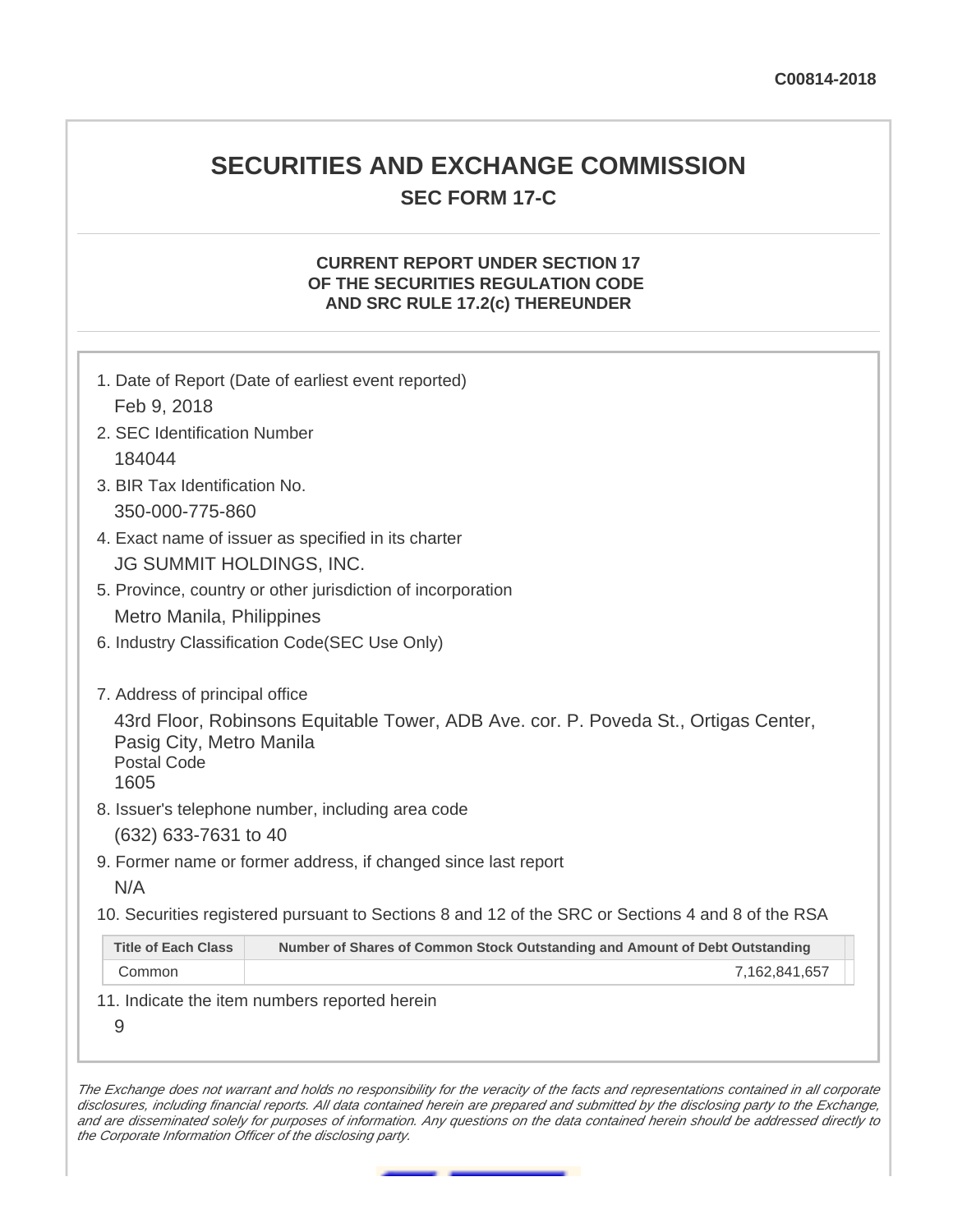C00814-2018

# SECURITIES AND EXCHANGE COMMISSION

## SEC FORM 17-C

### CURRENT REPORT UNDER SECTION 17 OF THE SECURITIES REGULATION CODE AND SRC RULE 17.2(c) THEREUNDER

1. Date of Report (Date of earliest event reported)

   Feb 9, 2018

2. SEC Identification Number

   184044

3. BIR Tax Identification No.

   350-000-775-860

4. Exact name of issuer as specified in its charter

   JG SUMMIT HOLDINGS, INC.

5. Province, country or other jurisdiction of incorporation

   Metro Manila, Philippines

6. Industry Classification Code(SEC Use Only)

7. Address of principal office

   43rd Floor, Robinsons Equitable Tower, ADB Ave. cor. P. Poveda St., Ortigas Center, Pasig City, Metro Manila

   Postal Code

   1605

8. Issuer's telephone number, including area code

   (632) 633-7631 to 40

9. Former name or former address, if changed since last report

   N/A

10. Securities registered pursuant to Sections 8 and 12 of the SRC or Sections 4 and 8 of the RSA

| Title of Each Class | Number of Shares of Common Stock Outstanding and Amount of Debt Outstanding |
|---|---|
| Common | 7,162,841,657 |

11. Indicate the item numbers reported herein

   9

*The Exchange does not warrant and holds no responsibility for the veracity of the facts and representations contained in all corporate disclosures, including financial reports. All data contained herein are prepared and submitted by the disclosing party to the Exchange, and are disseminated solely for purposes of information. Any questions on the data contained herein should be addressed directly to the Corporate Information Officer of the disclosing party.*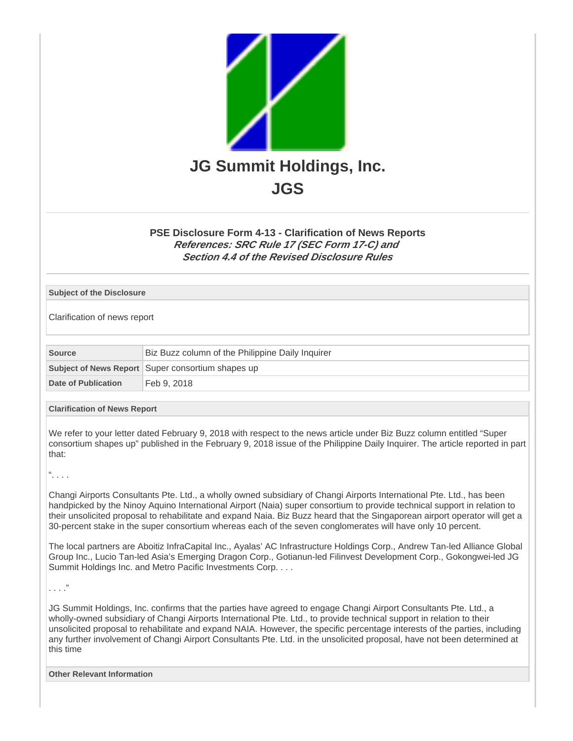# JG Summit Holdings, Inc.

# JGS

## PSE Disclosure Form 4-13 - Clarification of News Reports

***References: SRC Rule 17 (SEC Form 17-C) and Section 4.4 of the Revised Disclosure Rules***

| Subject of the Disclosure |
|---|
| Clarification of news report |

| Source | Biz Buzz column of the Philippine Daily Inquirer |
|---|---|
| **Subject of News Report** | Super consortium shapes up |
| **Date of Publication** | Feb 9, 2018 |

**Clarification of News Report**

We refer to your letter dated February 9, 2018 with respect to the news article under Biz Buzz column entitled "Super consortium shapes up" published in the February 9, 2018 issue of the Philippine Daily Inquirer. The article reported in part that:

". . . .

Changi Airports Consultants Pte. Ltd., a wholly owned subsidiary of Changi Airports International Pte. Ltd., has been handpicked by the Ninoy Aquino International Airport (Naia) super consortium to provide technical support in relation to their unsolicited proposal to rehabilitate and expand Naia. Biz Buzz heard that the Singaporean airport operator will get a 30-percent stake in the super consortium whereas each of the seven conglomerates will have only 10 percent.

The local partners are Aboitiz InfraCapital Inc., Ayalas' AC Infrastructure Holdings Corp., Andrew Tan-led Alliance Global Group Inc., Lucio Tan-led Asia's Emerging Dragon Corp., Gotianun-led Filinvest Development Corp., Gokongwei-led JG Summit Holdings Inc. and Metro Pacific Investments Corp. . . .

. . . ."

JG Summit Holdings, Inc. confirms that the parties have agreed to engage Changi Airport Consultants Pte. Ltd., a wholly-owned subsidiary of Changi Airports International Pte. Ltd., to provide technical support in relation to their unsolicited proposal to rehabilitate and expand NAIA. However, the specific percentage interests of the parties, including any further involvement of Changi Airport Consultants Pte. Ltd. in the unsolicited proposal, have not been determined at this time

**Other Relevant Information**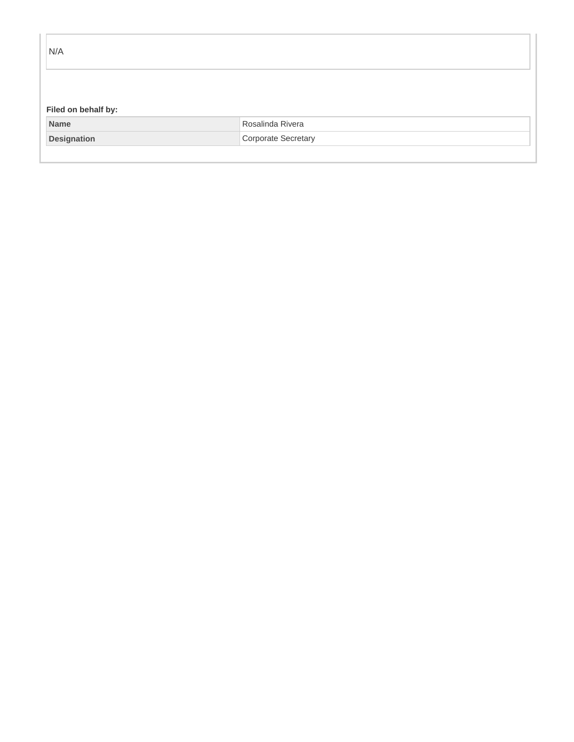N/A

**Filed on behalf by:**

| | |
|---|---|
| **Name** | Rosalinda Rivera |
| **Designation** | Corporate Secretary |